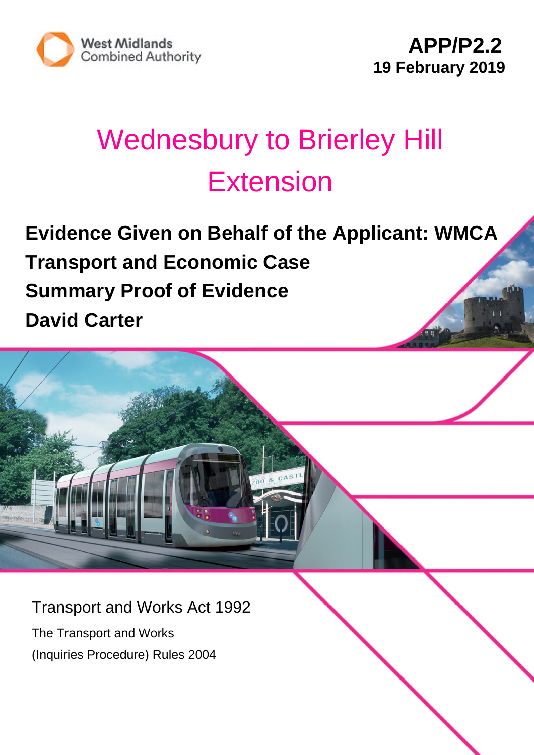West Midlands Combined Authority

**APP/P2.2**
**19 February 2019**

# Wednesbury to Brierley Hill Extension

**Evidence Given on Behalf of the Applicant: WMCA**
**Transport and Economic Case**
**Summary Proof of Evidence**
**David Carter**

Transport and Works Act 1992

The Transport and Works
(Inquiries Procedure) Rules 2004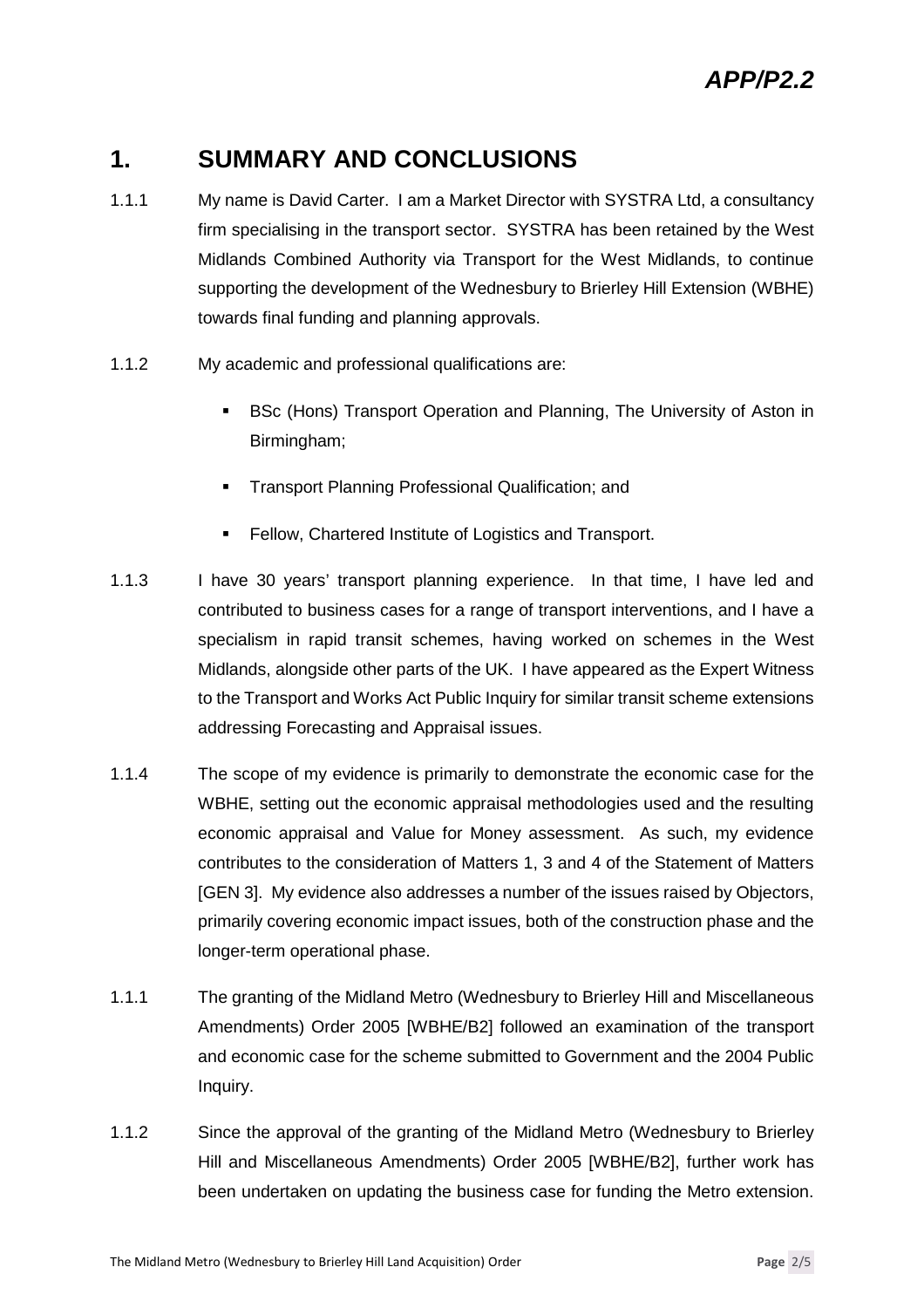# 1. SUMMARY AND CONCLUSIONS

1.1.1 My name is David Carter. I am a Market Director with SYSTRA Ltd, a consultancy firm specialising in the transport sector. SYSTRA has been retained by the West Midlands Combined Authority via Transport for the West Midlands, to continue supporting the development of the Wednesbury to Brierley Hill Extension (WBHE) towards final funding and planning approvals.

1.1.2 My academic and professional qualifications are:

- BSc (Hons) Transport Operation and Planning, The University of Aston in Birmingham;
- Transport Planning Professional Qualification; and
- Fellow, Chartered Institute of Logistics and Transport.

1.1.3 I have 30 years' transport planning experience. In that time, I have led and contributed to business cases for a range of transport interventions, and I have a specialism in rapid transit schemes, having worked on schemes in the West Midlands, alongside other parts of the UK. I have appeared as the Expert Witness to the Transport and Works Act Public Inquiry for similar transit scheme extensions addressing Forecasting and Appraisal issues.

1.1.4 The scope of my evidence is primarily to demonstrate the economic case for the WBHE, setting out the economic appraisal methodologies used and the resulting economic appraisal and Value for Money assessment. As such, my evidence contributes to the consideration of Matters 1, 3 and 4 of the Statement of Matters [GEN 3]. My evidence also addresses a number of the issues raised by Objectors, primarily covering economic impact issues, both of the construction phase and the longer-term operational phase.

1.1.1 The granting of the Midland Metro (Wednesbury to Brierley Hill and Miscellaneous Amendments) Order 2005 [WBHE/B2] followed an examination of the transport and economic case for the scheme submitted to Government and the 2004 Public Inquiry.

1.1.2 Since the approval of the granting of the Midland Metro (Wednesbury to Brierley Hill and Miscellaneous Amendments) Order 2005 [WBHE/B2], further work has been undertaken on updating the business case for funding the Metro extension.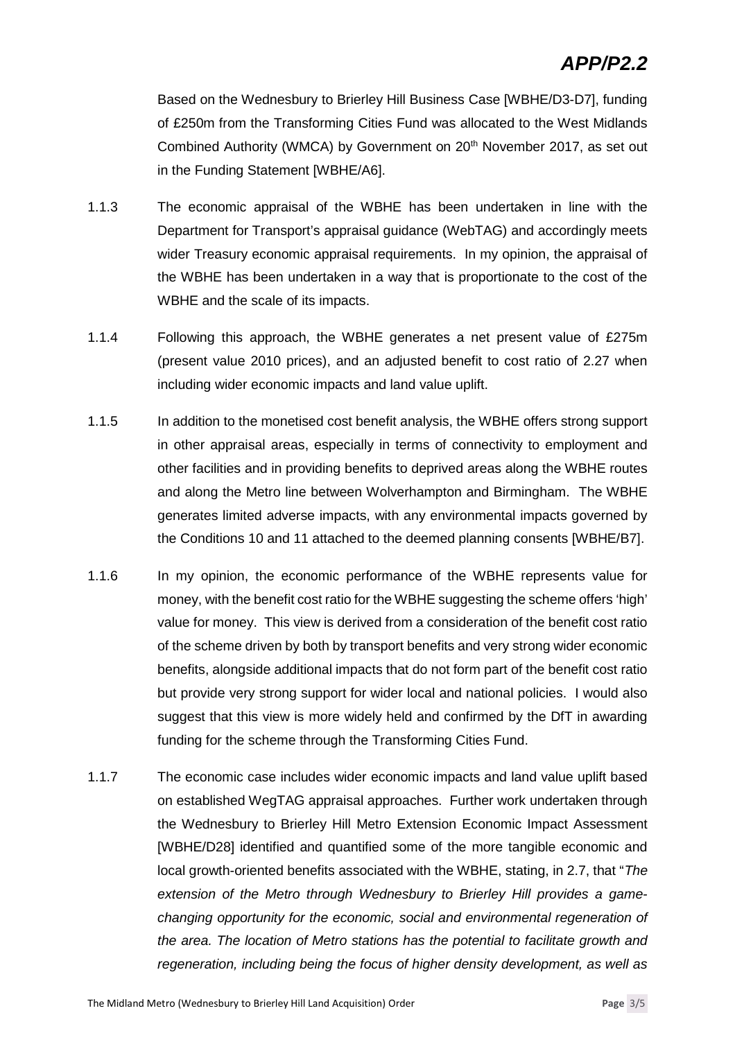Based on the Wednesbury to Brierley Hill Business Case [WBHE/D3-D7], funding of £250m from the Transforming Cities Fund was allocated to the West Midlands Combined Authority (WMCA) by Government on 20th November 2017, as set out in the Funding Statement [WBHE/A6].

1.1.3 The economic appraisal of the WBHE has been undertaken in line with the Department for Transport's appraisal guidance (WebTAG) and accordingly meets wider Treasury economic appraisal requirements. In my opinion, the appraisal of the WBHE has been undertaken in a way that is proportionate to the cost of the WBHE and the scale of its impacts.

1.1.4 Following this approach, the WBHE generates a net present value of £275m (present value 2010 prices), and an adjusted benefit to cost ratio of 2.27 when including wider economic impacts and land value uplift.

1.1.5 In addition to the monetised cost benefit analysis, the WBHE offers strong support in other appraisal areas, especially in terms of connectivity to employment and other facilities and in providing benefits to deprived areas along the WBHE routes and along the Metro line between Wolverhampton and Birmingham. The WBHE generates limited adverse impacts, with any environmental impacts governed by the Conditions 10 and 11 attached to the deemed planning consents [WBHE/B7].

1.1.6 In my opinion, the economic performance of the WBHE represents value for money, with the benefit cost ratio for the WBHE suggesting the scheme offers 'high' value for money. This view is derived from a consideration of the benefit cost ratio of the scheme driven by both by transport benefits and very strong wider economic benefits, alongside additional impacts that do not form part of the benefit cost ratio but provide very strong support for wider local and national policies. I would also suggest that this view is more widely held and confirmed by the DfT in awarding funding for the scheme through the Transforming Cities Fund.

1.1.7 The economic case includes wider economic impacts and land value uplift based on established WegTAG appraisal approaches. Further work undertaken through the Wednesbury to Brierley Hill Metro Extension Economic Impact Assessment [WBHE/D28] identified and quantified some of the more tangible economic and local growth-oriented benefits associated with the WBHE, stating, in 2.7, that "*The extension of the Metro through Wednesbury to Brierley Hill provides a game-changing opportunity for the economic, social and environmental regeneration of the area. The location of Metro stations has the potential to facilitate growth and regeneration, including being the focus of higher density development, as well as*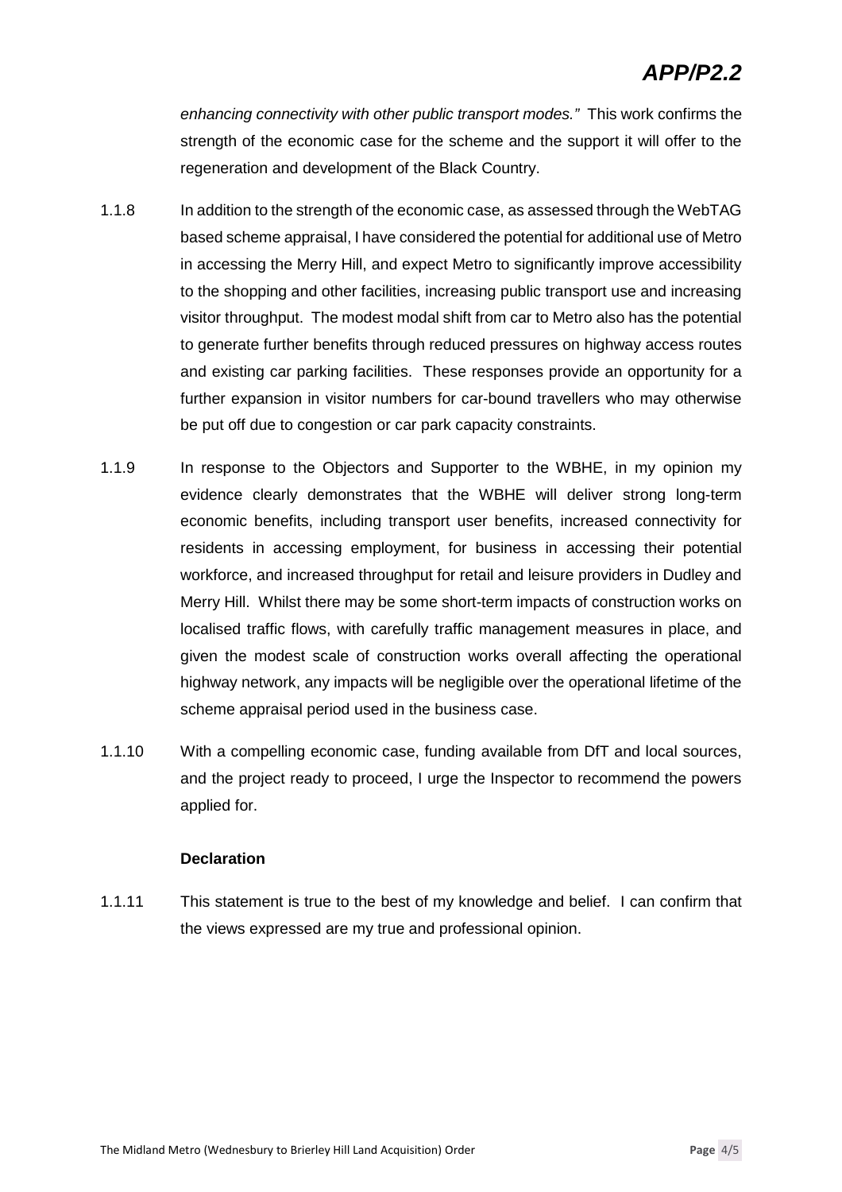*enhancing connectivity with other public transport modes."* This work confirms the strength of the economic case for the scheme and the support it will offer to the regeneration and development of the Black Country.

1.1.8 In addition to the strength of the economic case, as assessed through the WebTAG based scheme appraisal, I have considered the potential for additional use of Metro in accessing the Merry Hill, and expect Metro to significantly improve accessibility to the shopping and other facilities, increasing public transport use and increasing visitor throughput. The modest modal shift from car to Metro also has the potential to generate further benefits through reduced pressures on highway access routes and existing car parking facilities. These responses provide an opportunity for a further expansion in visitor numbers for car-bound travellers who may otherwise be put off due to congestion or car park capacity constraints.

1.1.9 In response to the Objectors and Supporter to the WBHE, in my opinion my evidence clearly demonstrates that the WBHE will deliver strong long-term economic benefits, including transport user benefits, increased connectivity for residents in accessing employment, for business in accessing their potential workforce, and increased throughput for retail and leisure providers in Dudley and Merry Hill. Whilst there may be some short-term impacts of construction works on localised traffic flows, with carefully traffic management measures in place, and given the modest scale of construction works overall affecting the operational highway network, any impacts will be negligible over the operational lifetime of the scheme appraisal period used in the business case.

1.1.10 With a compelling economic case, funding available from DfT and local sources, and the project ready to proceed, I urge the Inspector to recommend the powers applied for.

**Declaration**

1.1.11 This statement is true to the best of my knowledge and belief. I can confirm that the views expressed are my true and professional opinion.